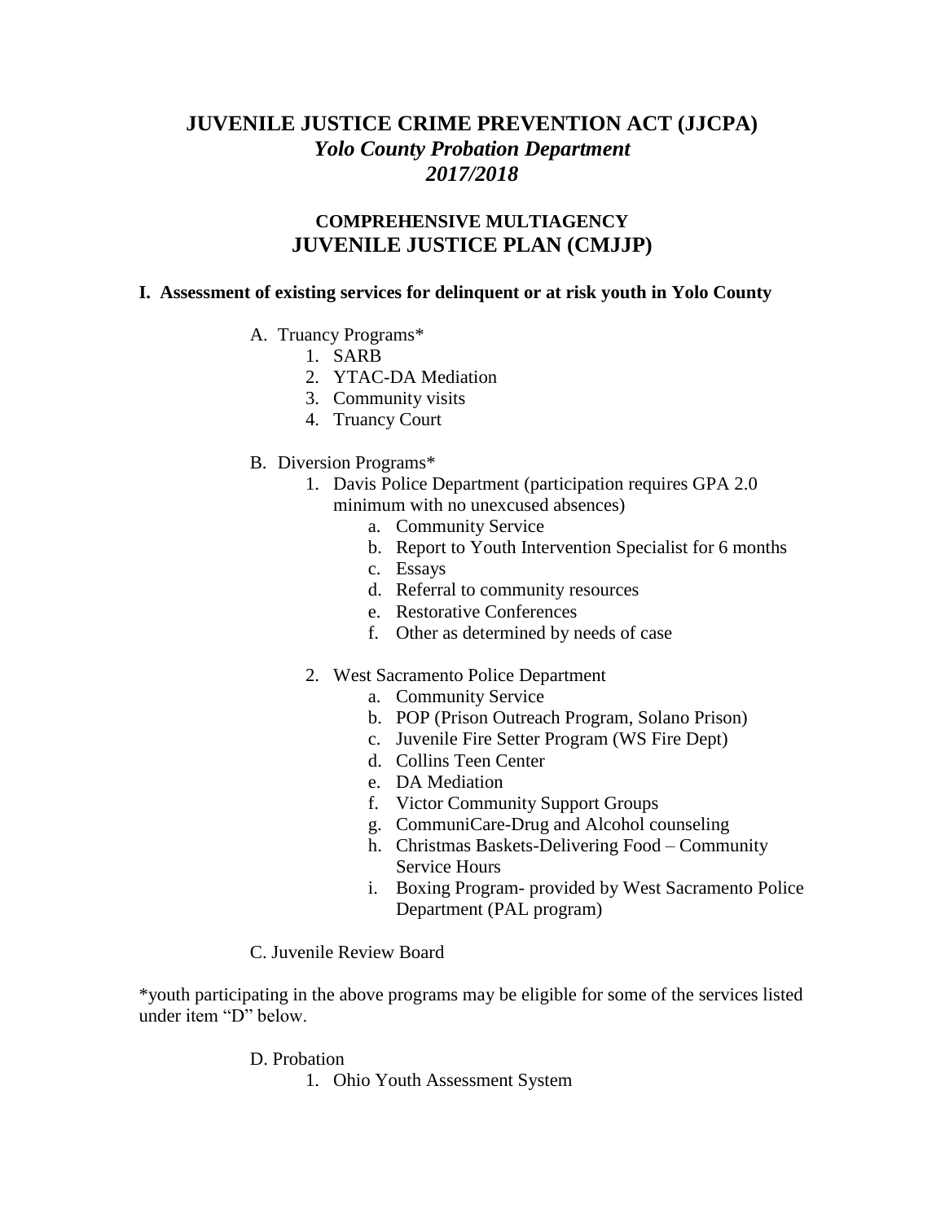# JUVENILE JUSTICE CRIME PREVENTION ACT (JJCPA)
## *Yolo County Probation Department*
## *2017/2018*

### COMPREHENSIVE MULTIAGENCY
## JUVENILE JUSTICE PLAN (CMJJP)

**I. Assessment of existing services for delinquent or at risk youth in Yolo County**

A. Truancy Programs*
1. SARB
2. YTAC-DA Mediation
3. Community visits
4. Truancy Court

B. Diversion Programs*
1. Davis Police Department (participation requires GPA 2.0 minimum with no unexcused absences)
    a. Community Service
    b. Report to Youth Intervention Specialist for 6 months
    c. Essays
    d. Referral to community resources
    e. Restorative Conferences
    f. Other as determined by needs of case

2. West Sacramento Police Department
    a. Community Service
    b. POP (Prison Outreach Program, Solano Prison)
    c. Juvenile Fire Setter Program (WS Fire Dept)
    d. Collins Teen Center
    e. DA Mediation
    f. Victor Community Support Groups
    g. CommuniCare-Drug and Alcohol counseling
    h. Christmas Baskets-Delivering Food – Community Service Hours
    i. Boxing Program- provided by West Sacramento Police Department (PAL program)

C. Juvenile Review Board

*youth participating in the above programs may be eligible for some of the services listed under item "D" below.

D. Probation
1. Ohio Youth Assessment System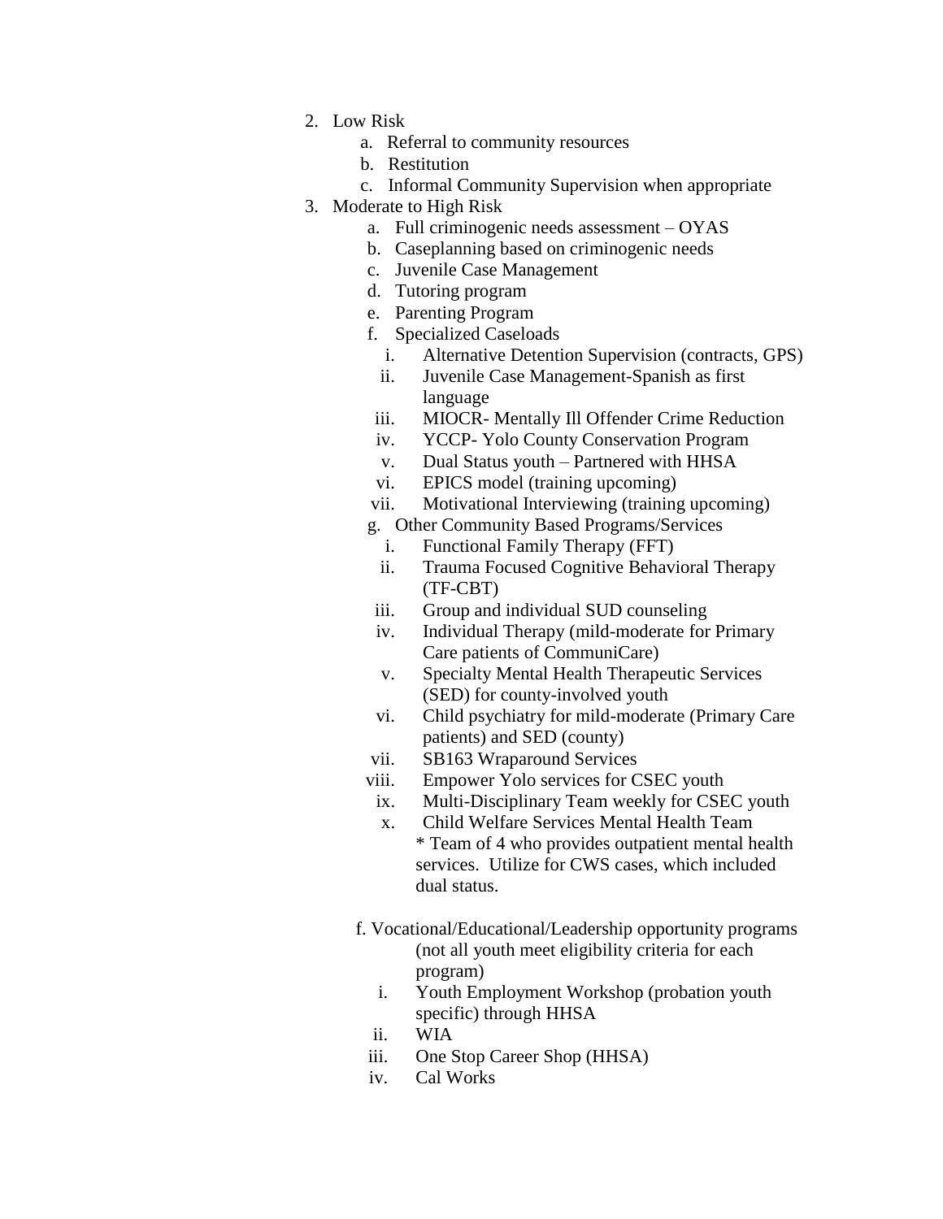2. Low Risk
    a. Referral to community resources
    b. Restitution
    c. Informal Community Supervision when appropriate
3. Moderate to High Risk
    a. Full criminogenic needs assessment – OYAS
    b. Caseplanning based on criminogenic needs
    c. Juvenile Case Management
    d. Tutoring program
    e. Parenting Program
    f. Specialized Caseloads
        i. Alternative Detention Supervision (contracts, GPS)
        ii. Juvenile Case Management-Spanish as first language
        iii. MIOCR- Mentally Ill Offender Crime Reduction
        iv. YCCP- Yolo County Conservation Program
        v. Dual Status youth – Partnered with HHSA
        vi. EPICS model (training upcoming)
        vii. Motivational Interviewing (training upcoming)
    g. Other Community Based Programs/Services
        i. Functional Family Therapy (FFT)
        ii. Trauma Focused Cognitive Behavioral Therapy (TF-CBT)
        iii. Group and individual SUD counseling
        iv. Individual Therapy (mild-moderate for Primary Care patients of CommuniCare)
        v. Specialty Mental Health Therapeutic Services (SED) for county-involved youth
        vi. Child psychiatry for mild-moderate (Primary Care patients) and SED (county)
        vii. SB163 Wraparound Services
        viii. Empower Yolo services for CSEC youth
        ix. Multi-Disciplinary Team weekly for CSEC youth
        x. Child Welfare Services Mental Health Team
           * Team of 4 who provides outpatient mental health services. Utilize for CWS cases, which included dual status.

    f. Vocational/Educational/Leadership opportunity programs (not all youth meet eligibility criteria for each program)
        i. Youth Employment Workshop (probation youth specific) through HHSA
        ii. WIA
        iii. One Stop Career Shop (HHSA)
        iv. Cal Works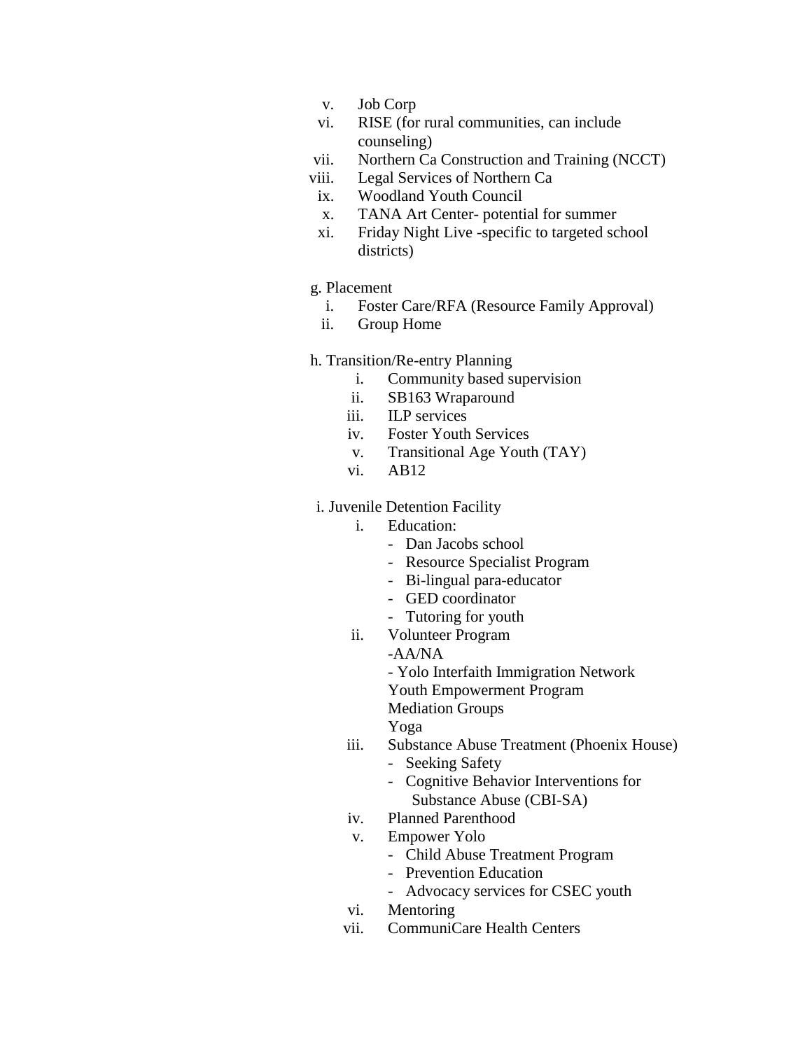v. Job Corp
vi. RISE (for rural communities, can include counseling)
vii. Northern Ca Construction and Training (NCCT)
viii. Legal Services of Northern Ca
ix. Woodland Youth Council
x. TANA Art Center- potential for summer
xi. Friday Night Live -specific to targeted school districts)

g. Placement
   i. Foster Care/RFA (Resource Family Approval)
   ii. Group Home

h. Transition/Re-entry Planning
   i. Community based supervision
   ii. SB163 Wraparound
   iii. ILP services
   iv. Foster Youth Services
   v. Transitional Age Youth (TAY)
   vi. AB12

i. Juvenile Detention Facility
   i. Education:
      - Dan Jacobs school
      - Resource Specialist Program
      - Bi-lingual para-educator
      - GED coordinator
      - Tutoring for youth
   ii. Volunteer Program
      -AA/NA
      - Yolo Interfaith Immigration Network
      Youth Empowerment Program
      Mediation Groups
      Yoga
   iii. Substance Abuse Treatment (Phoenix House)
      - Seeking Safety
      - Cognitive Behavior Interventions for Substance Abuse (CBI-SA)
   iv. Planned Parenthood
   v. Empower Yolo
      - Child Abuse Treatment Program
      - Prevention Education
      - Advocacy services for CSEC youth
   vi. Mentoring
   vii. CommuniCare Health Centers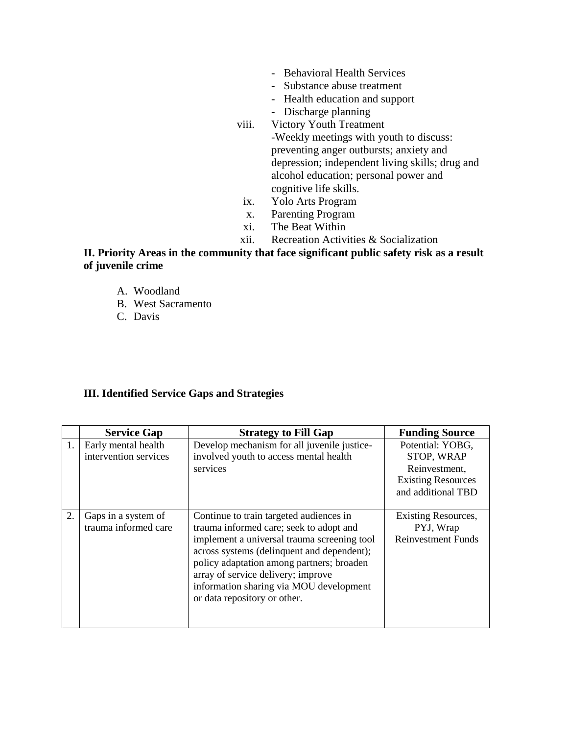- Behavioral Health Services
- Substance abuse treatment
- Health education and support
- Discharge planning

viii. Victory Youth Treatment
-Weekly meetings with youth to discuss: preventing anger outbursts; anxiety and depression; independent living skills; drug and alcohol education; personal power and cognitive life skills.

ix. Yolo Arts Program

x. Parenting Program

xi. The Beat Within

xii. Recreation Activities & Socialization

**II. Priority Areas in the community that face significant public safety risk as a result of juvenile crime**

A. Woodland
B. West Sacramento
C. Davis

**III. Identified Service Gaps and Strategies**

| | Service Gap | Strategy to Fill Gap | Funding Source |
|---|---|---|---|
| 1. | Early mental health intervention services | Develop mechanism for all juvenile justice-involved youth to access mental health services | Potential: YOBG, STOP, WRAP Reinvestment, Existing Resources and additional TBD |
| 2. | Gaps in a system of trauma informed care | Continue to train targeted audiences in trauma informed care; seek to adopt and implement a universal trauma screening tool across systems (delinquent and dependent); policy adaptation among partners; broaden array of service delivery; improve information sharing via MOU development or data repository or other. | Existing Resources, PYJ, Wrap Reinvestment Funds |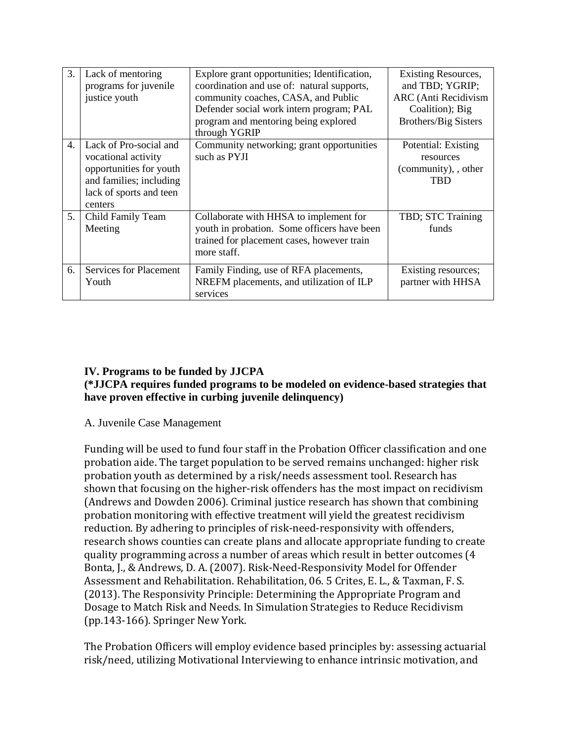| 3. | Lack of mentoring programs for juvenile justice youth | Explore grant opportunities; Identification, coordination and use of: natural supports, community coaches, CASA, and Public Defender social work intern program; PAL program and mentoring being explored through YGRIP | Existing Resources, and TBD; YGRIP; ARC (Anti Recidivism Coalition); Big Brothers/Big Sisters |
|---|---|---|---|
| 4. | Lack of Pro-social and vocational activity opportunities for youth and families; including lack of sports and teen centers | Community networking; grant opportunities such as PYJI | Potential: Existing resources (community), , other TBD |
| 5. | Child Family Team Meeting | Collaborate with HHSA to implement for youth in probation. Some officers have been trained for placement cases, however train more staff. | TBD; STC Training funds |
| 6. | Services for Placement Youth | Family Finding, use of RFA placements, NREFM placements, and utilization of ILP services | Existing resources; partner with HHSA |

**IV. Programs to be funded by JJCPA**
**(*JJCPA requires funded programs to be modeled on evidence-based strategies that have proven effective in curbing juvenile delinquency)**

A. Juvenile Case Management

Funding will be used to fund four staff in the Probation Officer classification and one probation aide. The target population to be served remains unchanged: higher risk probation youth as determined by a risk/needs assessment tool. Research has shown that focusing on the higher-risk offenders has the most impact on recidivism (Andrews and Dowden 2006). Criminal justice research has shown that combining probation monitoring with effective treatment will yield the greatest recidivism reduction. By adhering to principles of risk-need-responsivity with offenders, research shows counties can create plans and allocate appropriate funding to create quality programming across a number of areas which result in better outcomes (4 Bonta, J., & Andrews, D. A. (2007). Risk-Need-Responsivity Model for Offender Assessment and Rehabilitation. Rehabilitation, 06. 5 Crites, E. L., & Taxman, F. S. (2013). The Responsivity Principle: Determining the Appropriate Program and Dosage to Match Risk and Needs. In Simulation Strategies to Reduce Recidivism (pp.143-166). Springer New York.

The Probation Officers will employ evidence based principles by: assessing actuarial risk/need, utilizing Motivational Interviewing to enhance intrinsic motivation, and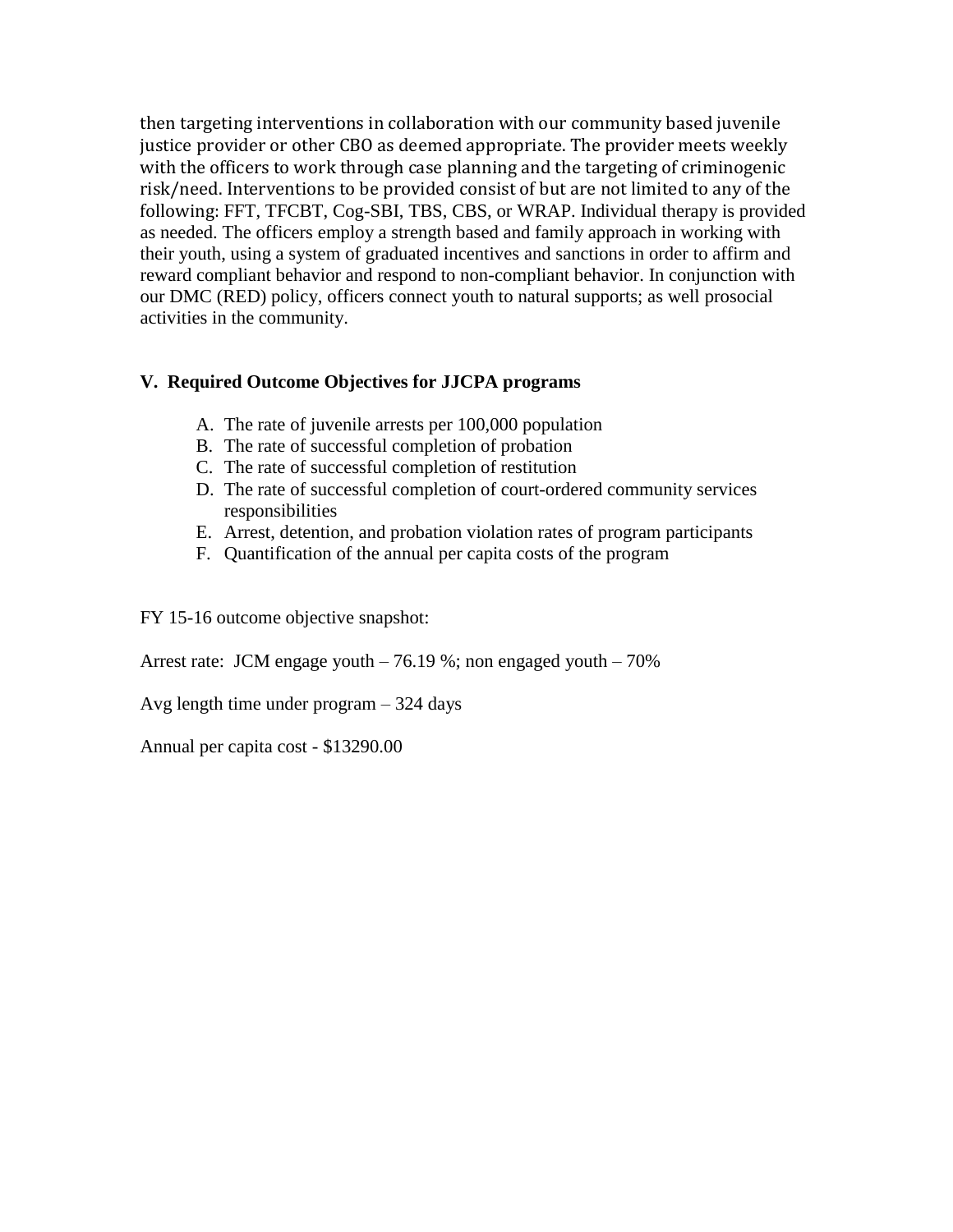then targeting interventions in collaboration with our community based juvenile justice provider or other CBO as deemed appropriate. The provider meets weekly with the officers to work through case planning and the targeting of criminogenic risk/need. Interventions to be provided consist of but are not limited to any of the following: FFT, TFCBT, Cog-SBI, TBS, CBS, or WRAP. Individual therapy is provided as needed. The officers employ a strength based and family approach in working with their youth, using a system of graduated incentives and sanctions in order to affirm and reward compliant behavior and respond to non-compliant behavior. In conjunction with our DMC (RED) policy, officers connect youth to natural supports; as well prosocial activities in the community.

## V. Required Outcome Objectives for JJCPA programs

A. The rate of juvenile arrests per 100,000 population
B. The rate of successful completion of probation
C. The rate of successful completion of restitution
D. The rate of successful completion of court-ordered community services responsibilities
E. Arrest, detention, and probation violation rates of program participants
F. Quantification of the annual per capita costs of the program

FY 15-16 outcome objective snapshot:

Arrest rate: JCM engage youth – 76.19 %; non engaged youth – 70%

Avg length time under program – 324 days

Annual per capita cost - $13290.00